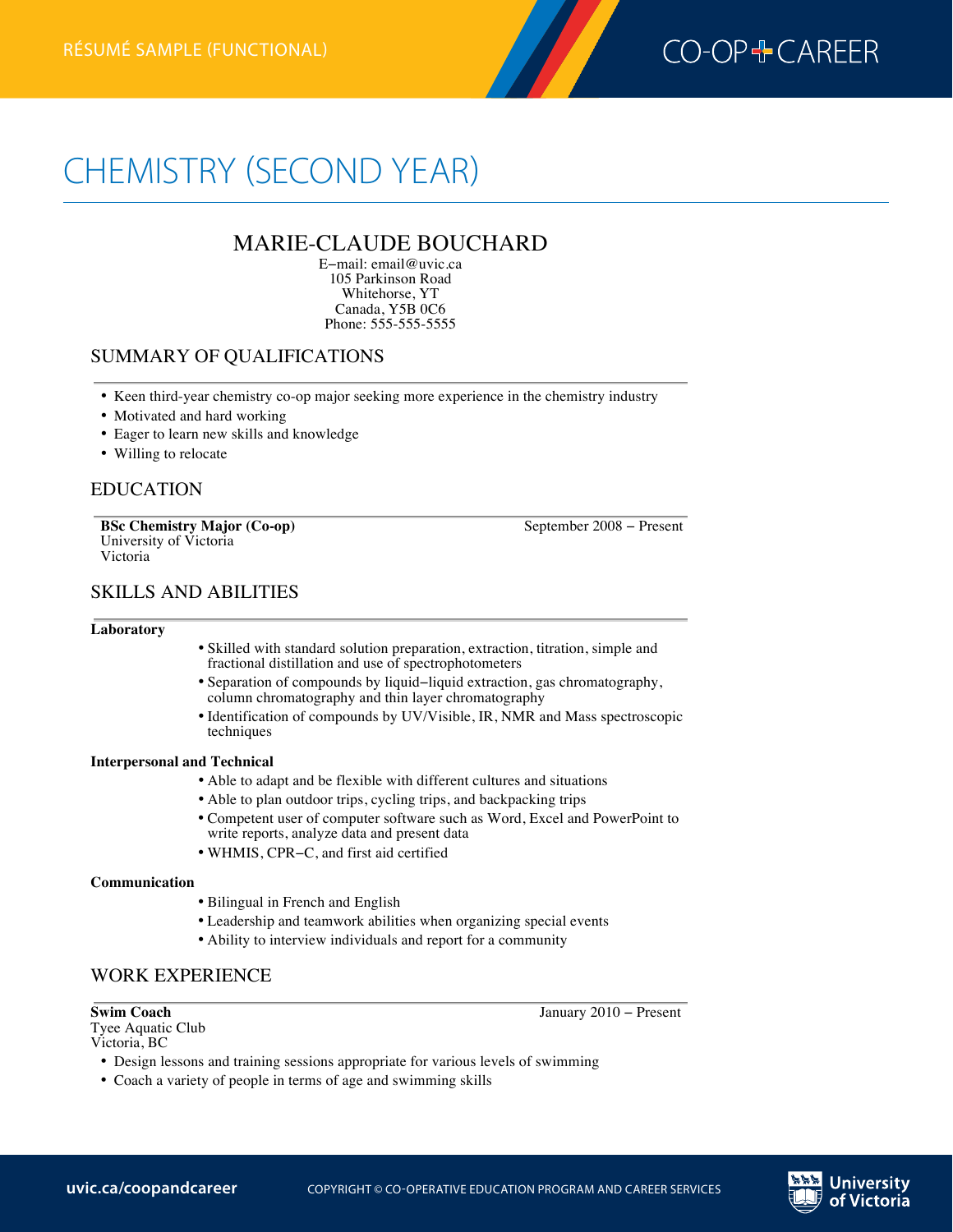RÉSUMÉ SAMPLE (FUNCTIONAL)

# CHEMISTRY (SECOND YEAR)

## MARIE-CLAUDE BOUCHARD

E–mail: email@uvic.ca
105 Parkinson Road
Whitehorse, YT
Canada, Y5B 0C6
Phone: 555-555-5555

## SUMMARY OF QUALIFICATIONS

- Keen third-year chemistry co-op major seeking more experience in the chemistry industry
- Motivated and hard working
- Eager to learn new skills and knowledge
- Willing to relocate

## EDUCATION

**BSc Chemistry Major (Co-op)** — September 2008 – Present
University of Victoria
Victoria

## SKILLS AND ABILITIES

**Laboratory**

- Skilled with standard solution preparation, extraction, titration, simple and fractional distillation and use of spectrophotometers
- Separation of compounds by liquid–liquid extraction, gas chromatography, column chromatography and thin layer chromatography
- Identification of compounds by UV/Visible, IR, NMR and Mass spectroscopic techniques

**Interpersonal and Technical**

- Able to adapt and be flexible with different cultures and situations
- Able to plan outdoor trips, cycling trips, and backpacking trips
- Competent user of computer software such as Word, Excel and PowerPoint to write reports, analyze data and present data
- WHMIS, CPR–C, and first aid certified

**Communication**

- Bilingual in French and English
- Leadership and teamwork abilities when organizing special events
- Ability to interview individuals and report for a community

## WORK EXPERIENCE

**Swim Coach** — January 2010 – Present
Tyee Aquatic Club
Victoria, BC

- Design lessons and training sessions appropriate for various levels of swimming
- Coach a variety of people in terms of age and swimming skills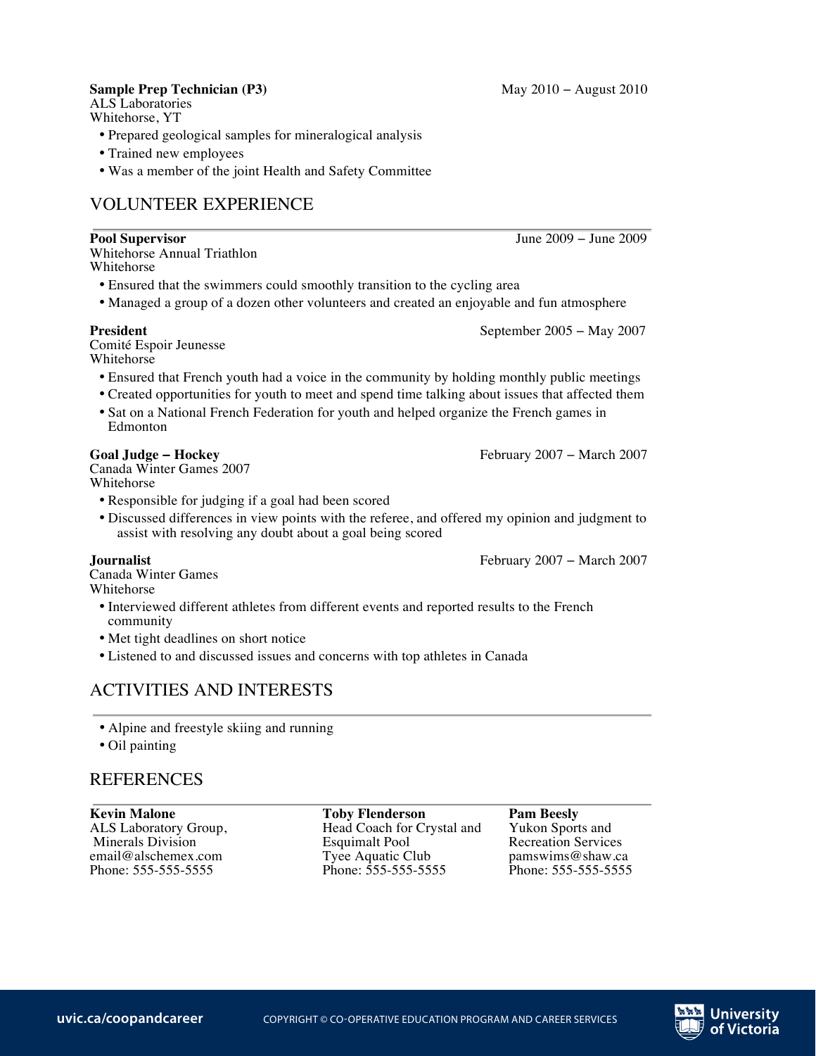**Sample Prep Technician (P3)** May 2010 – August 2010
ALS Laboratories
Whitehorse, YT

- Prepared geological samples for mineralogical analysis
- Trained new employees
- Was a member of the joint Health and Safety Committee

## VOLUNTEER EXPERIENCE

**Pool Supervisor** June 2009 – June 2009
Whitehorse Annual Triathlon
Whitehorse

- Ensured that the swimmers could smoothly transition to the cycling area
- Managed a group of a dozen other volunteers and created an enjoyable and fun atmosphere

**President** September 2005 – May 2007
Comité Espoir Jeunesse
Whitehorse

- Ensured that French youth had a voice in the community by holding monthly public meetings
- Created opportunities for youth to meet and spend time talking about issues that affected them
- Sat on a National French Federation for youth and helped organize the French games in Edmonton

**Goal Judge – Hockey** February 2007 – March 2007
Canada Winter Games 2007
Whitehorse

- Responsible for judging if a goal had been scored
- Discussed differences in view points with the referee, and offered my opinion and judgment to assist with resolving any doubt about a goal being scored

**Journalist** February 2007 – March 2007
Canada Winter Games
Whitehorse

- Interviewed different athletes from different events and reported results to the French community
- Met tight deadlines on short notice
- Listened to and discussed issues and concerns with top athletes in Canada

## ACTIVITIES AND INTERESTS

- Alpine and freestyle skiing and running
- Oil painting

## REFERENCES

**Kevin Malone**
ALS Laboratory Group, Minerals Division
email@alschemex.com
Phone: 555-555-5555

**Toby Flenderson**
Head Coach for Crystal and Esquimalt Pool
Tyee Aquatic Club
Phone: 555-555-5555

**Pam Beesly**
Yukon Sports and Recreation Services
pamswims@shaw.ca
Phone: 555-555-5555